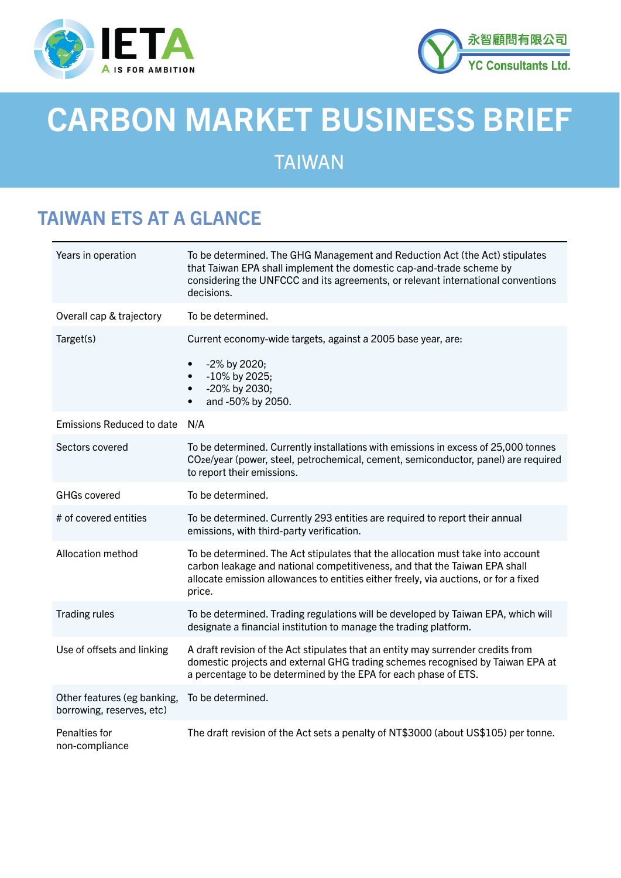IETA — A IS FOR AMBITION

永智顧問有限公司 YC Consultants Ltd.

# CARBON MARKET BUSINESS BRIEF

## TAIWAN

## TAIWAN ETS AT A GLANCE

| | |
|---|---|
| Years in operation | To be determined. The GHG Management and Reduction Act (the Act) stipulates that Taiwan EPA shall implement the domestic cap-and-trade scheme by considering the UNFCCC and its agreements, or relevant international conventions decisions. |
| Overall cap & trajectory | To be determined. |
| Target(s) | Current economy-wide targets, against a 2005 base year, are:<br>• -2% by 2020;<br>• -10% by 2025;<br>• -20% by 2030;<br>• and -50% by 2050. |
| Emissions Reduced to date | N/A |
| Sectors covered | To be determined. Currently installations with emissions in excess of 25,000 tonnes $CO_2e$/year (power, steel, petrochemical, cement, semiconductor, panel) are required to report their emissions. |
| GHGs covered | To be determined. |
| # of covered entities | To be determined. Currently 293 entities are required to report their annual emissions, with third-party verification. |
| Allocation method | To be determined. The Act stipulates that the allocation must take into account carbon leakage and national competitiveness, and that the Taiwan EPA shall allocate emission allowances to entities either freely, via auctions, or for a fixed price. |
| Trading rules | To be determined. Trading regulations will be developed by Taiwan EPA, which will designate a financial institution to manage the trading platform. |
| Use of offsets and linking | A draft revision of the Act stipulates that an entity may surrender credits from domestic projects and external GHG trading schemes recognised by Taiwan EPA at a percentage to be determined by the EPA for each phase of ETS. |
| Other features (eg banking, borrowing, reserves, etc) | To be determined. |
| Penalties for non-compliance | The draft revision of the Act sets a penalty of NT$3000 (about US$105) per tonne. |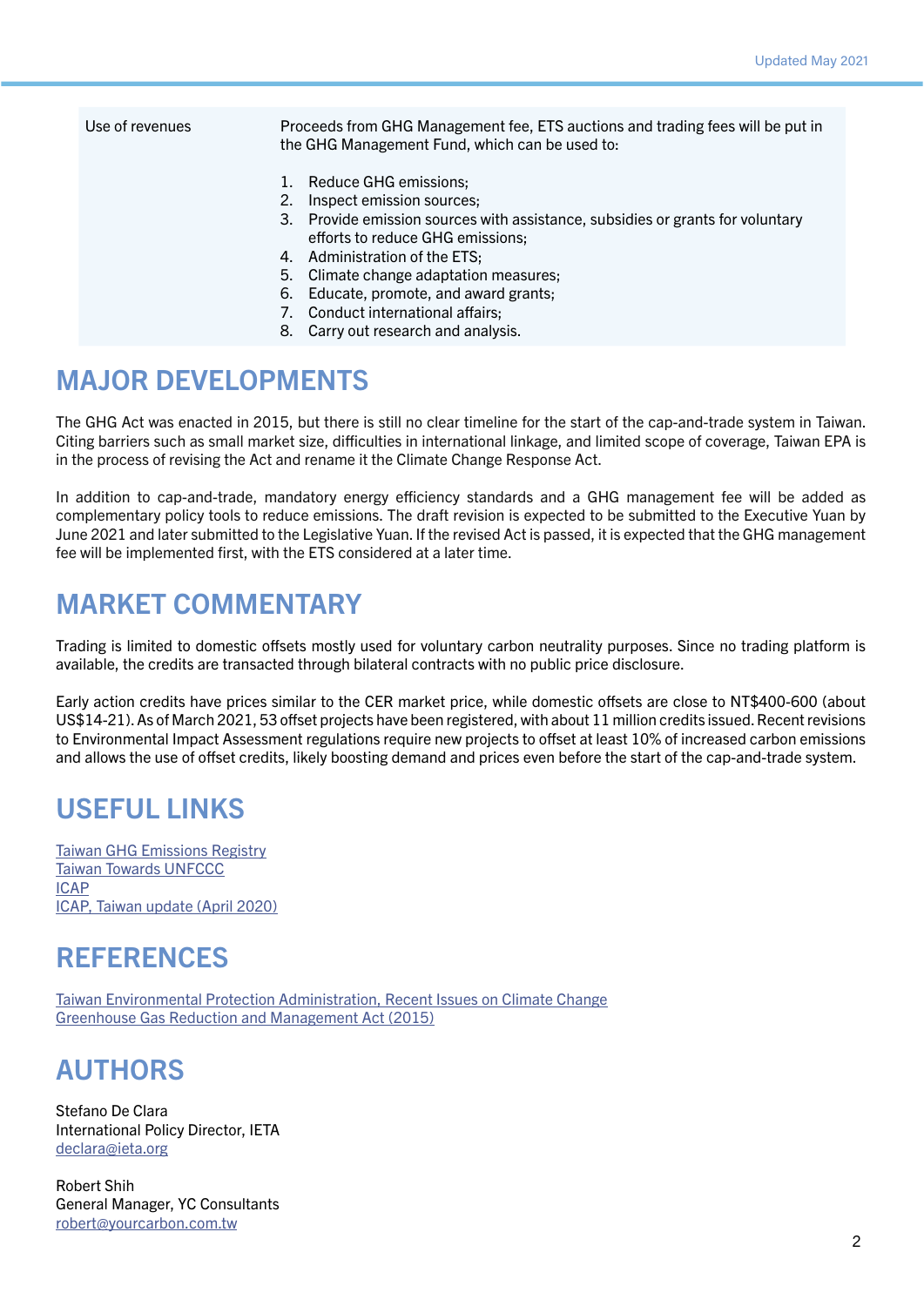| | |
|---|---|
| Use of revenues | Proceeds from GHG Management fee, ETS auctions and trading fees will be put in the GHG Management Fund, which can be used to:<br><br>1. Reduce GHG emissions;<br>2. Inspect emission sources;<br>3. Provide emission sources with assistance, subsidies or grants for voluntary efforts to reduce GHG emissions;<br>4. Administration of the ETS;<br>5. Climate change adaptation measures;<br>6. Educate, promote, and award grants;<br>7. Conduct international affairs;<br>8. Carry out research and analysis. |

## MAJOR DEVELOPMENTS

The GHG Act was enacted in 2015, but there is still no clear timeline for the start of the cap-and-trade system in Taiwan. Citing barriers such as small market size, difficulties in international linkage, and limited scope of coverage, Taiwan EPA is in the process of revising the Act and rename it the Climate Change Response Act.

In addition to cap-and-trade, mandatory energy efficiency standards and a GHG management fee will be added as complementary policy tools to reduce emissions. The draft revision is expected to be submitted to the Executive Yuan by June 2021 and later submitted to the Legislative Yuan. If the revised Act is passed, it is expected that the GHG management fee will be implemented first, with the ETS considered at a later time.

## MARKET COMMENTARY

Trading is limited to domestic offsets mostly used for voluntary carbon neutrality purposes. Since no trading platform is available, the credits are transacted through bilateral contracts with no public price disclosure.

Early action credits have prices similar to the CER market price, while domestic offsets are close to NT$400-600 (about US$14-21). As of March 2021, 53 offset projects have been registered, with about 11 million credits issued. Recent revisions to Environmental Impact Assessment regulations require new projects to offset at least 10% of increased carbon emissions and allows the use of offset credits, likely boosting demand and prices even before the start of the cap-and-trade system.

## USEFUL LINKS

Taiwan GHG Emissions Registry
Taiwan Towards UNFCCC
ICAP
ICAP, Taiwan update (April 2020)

## REFERENCES

Taiwan Environmental Protection Administration, Recent Issues on Climate Change
Greenhouse Gas Reduction and Management Act (2015)

## AUTHORS

Stefano De Clara
International Policy Director, IETA
declara@ieta.org

Robert Shih
General Manager, YC Consultants
robert@yourcarbon.com.tw